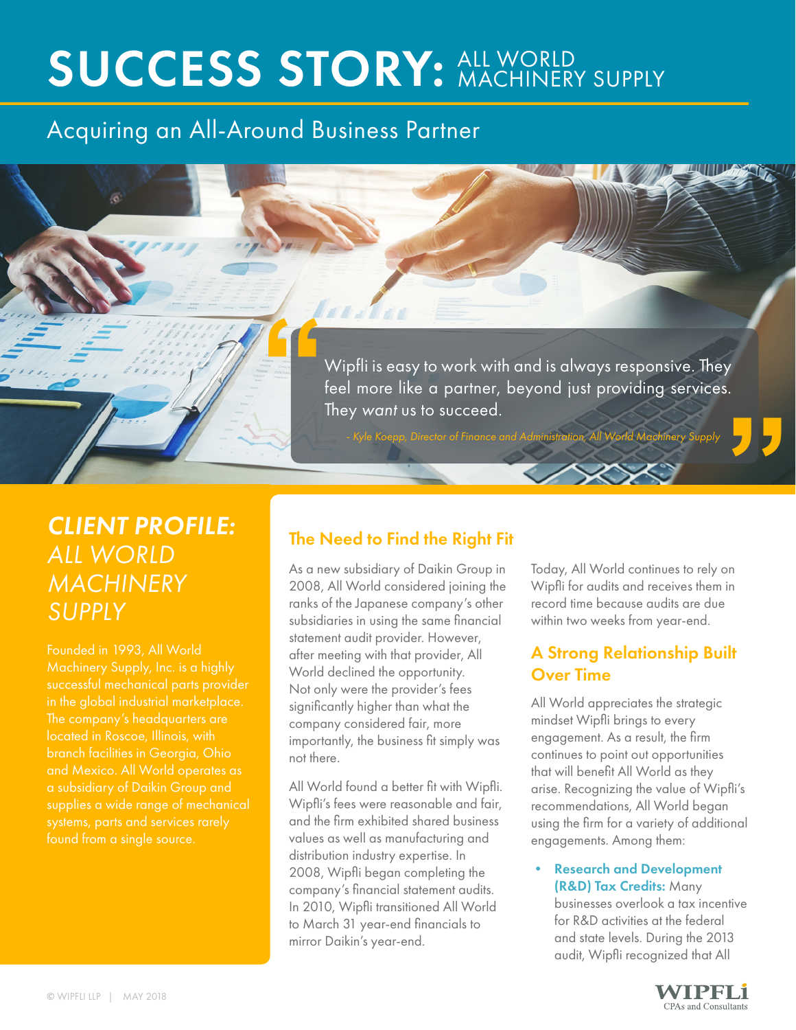# SUCCESS STORY: ALL WORLD MACHINERY SUPPLY

## Acquiring an All-Around Business Partner

> Wipfli is easy to work with and is always responsive. They feel more like a partner, beyond just providing services. They *want* us to succeed.
>
> *- Kyle Koepp, Director of Finance and Administration, All World Machinery Supply*

## *CLIENT PROFILE: ALL WORLD MACHINERY SUPPLY*

Founded in 1993, All World Machinery Supply, Inc. is a highly successful mechanical parts provider in the global industrial marketplace. The company's headquarters are located in Roscoe, Illinois, with branch facilities in Georgia, Ohio and Mexico. All World operates as a subsidiary of Daikin Group and supplies a wide range of mechanical systems, parts and services rarely found from a single source.

### The Need to Find the Right Fit

As a new subsidiary of Daikin Group in 2008, All World considered joining the ranks of the Japanese company's other subsidiaries in using the same financial statement audit provider. However, after meeting with that provider, All World declined the opportunity. Not only were the provider's fees significantly higher than what the company considered fair, more importantly, the business fit simply was not there.

All World found a better fit with Wipfli. Wipfli's fees were reasonable and fair, and the firm exhibited shared business values as well as manufacturing and distribution industry expertise. In 2008, Wipfli began completing the company's financial statement audits. In 2010, Wipfli transitioned All World to March 31 year-end financials to mirror Daikin's year-end.

Today, All World continues to rely on Wipfli for audits and receives them in record time because audits are due within two weeks from year-end.

### A Strong Relationship Built Over Time

All World appreciates the strategic mindset Wipfli brings to every engagement. As a result, the firm continues to point out opportunities that will benefit All World as they arise. Recognizing the value of Wipfli's recommendations, All World began using the firm for a variety of additional engagements. Among them:

- **Research and Development (R&D) Tax Credits:** Many businesses overlook a tax incentive for R&D activities at the federal and state levels. During the 2013 audit, Wipfli recognized that All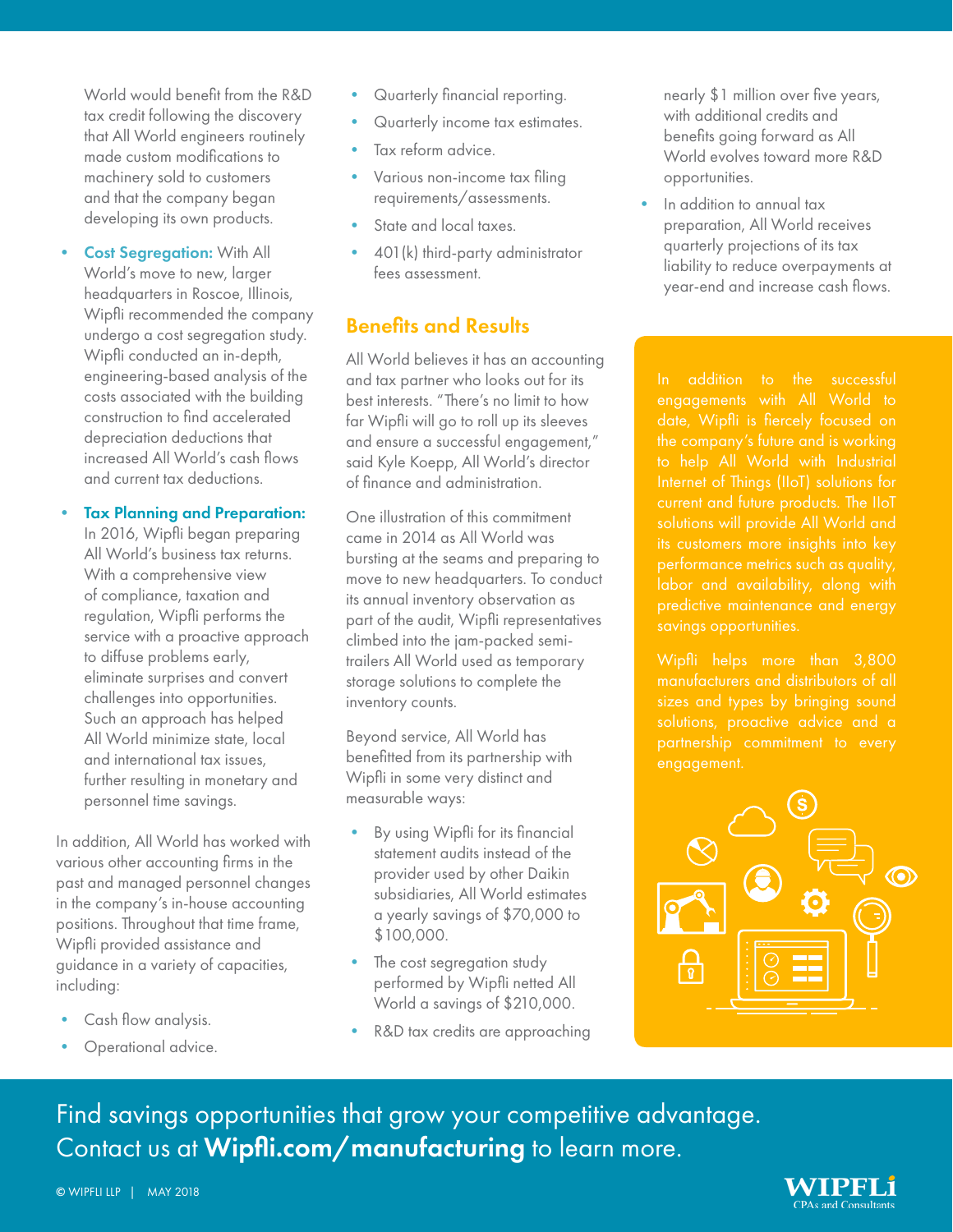World would benefit from the R&D tax credit following the discovery that All World engineers routinely made custom modifications to machinery sold to customers and that the company began developing its own products.

- **Cost Segregation:** With All World's move to new, larger headquarters in Roscoe, Illinois, Wipfli recommended the company undergo a cost segregation study. Wipfli conducted an in-depth, engineering-based analysis of the costs associated with the building construction to find accelerated depreciation deductions that increased All World's cash flows and current tax deductions.
- **Tax Planning and Preparation:** In 2016, Wipfli began preparing All World's business tax returns. With a comprehensive view of compliance, taxation and regulation, Wipfli performs the service with a proactive approach to diffuse problems early, eliminate surprises and convert challenges into opportunities. Such an approach has helped All World minimize state, local and international tax issues, further resulting in monetary and personnel time savings.

In addition, All World has worked with various other accounting firms in the past and managed personnel changes in the company's in-house accounting positions. Throughout that time frame, Wipfli provided assistance and guidance in a variety of capacities, including:

- Cash flow analysis.
- Operational advice.
- Quarterly financial reporting.
- Quarterly income tax estimates.
- Tax reform advice.
- Various non-income tax filing requirements/assessments.
- State and local taxes.
- 401(k) third-party administrator fees assessment.

## Benefits and Results

All World believes it has an accounting and tax partner who looks out for its best interests. "There's no limit to how far Wipfli will go to roll up its sleeves and ensure a successful engagement," said Kyle Koepp, All World's director of finance and administration.

One illustration of this commitment came in 2014 as All World was bursting at the seams and preparing to move to new headquarters. To conduct its annual inventory observation as part of the audit, Wipfli representatives climbed into the jam-packed semi-trailers All World used as temporary storage solutions to complete the inventory counts.

Beyond service, All World has benefitted from its partnership with Wipfli in some very distinct and measurable ways:

- By using Wipfli for its financial statement audits instead of the provider used by other Daikin subsidiaries, All World estimates a yearly savings of $70,000 to $100,000.
- The cost segregation study performed by Wipfli netted All World a savings of $210,000.
- R&D tax credits are approaching nearly $1 million over five years, with additional credits and benefits going forward as All World evolves toward more R&D opportunities.
- In addition to annual tax preparation, All World receives quarterly projections of its tax liability to reduce overpayments at year-end and increase cash flows.

In addition to the successful engagements with All World to date, Wipfli is fiercely focused on the company's future and is working to help All World with Industrial Internet of Things (IIoT) solutions for current and future products. The IIoT solutions will provide All World and its customers more insights into key performance metrics such as quality, labor and availability, along with predictive maintenance and energy savings opportunities.

Wipfli helps more than 3,800 manufacturers and distributors of all sizes and types by bringing sound solutions, proactive advice and a partnership commitment to every engagement.

Find savings opportunities that grow your competitive advantage.
Contact us at **Wipfli.com/manufacturing** to learn more.

© WIPFLI LLP | MAY 2018

WIPFLi
CPAs and Consultants